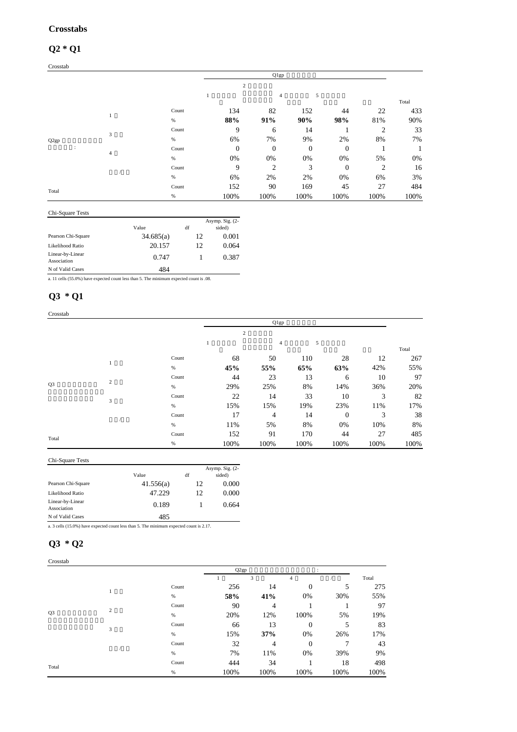## Crosstabs

### Q2 * Q1

Crosstab

| | | | Q1gp | | | | | |
|---|---|---|---|---|---|---|---|---|
| | | | 1 | 2 | 4 | 5 | | Total |
| Q2gp : | 1 | Count | 134 | 82 | 152 | 44 | 22 | 433 |
| | | % | **88%** | **91%** | **90%** | **98%** | 81% | 90% |
| | 3 | Count | 9 | 6 | 14 | 1 | 2 | 33 |
| | | % | 6% | 7% | 9% | 2% | 8% | 7% |
| | 4 | Count | 0 | 0 | 0 | 0 | 1 | 1 |
| | | % | 0% | 0% | 0% | 0% | 5% | 0% |
| | / | Count | 9 | 2 | 3 | 0 | 2 | 16 |
| | | % | 6% | 2% | 2% | 0% | 6% | 3% |
| Total | | Count | 152 | 90 | 169 | 45 | 27 | 484 |
| | | % | 100% | 100% | 100% | 100% | 100% | 100% |

Chi-Square Tests

| | Value | df | Asymp. Sig. (2-sided) |
|---|---|---|---|
| Pearson Chi-Square | 34.685(a) | 12 | 0.001 |
| Likelihood Ratio | 20.157 | 12 | 0.064 |
| Linear-by-Linear Association | 0.747 | 1 | 0.387 |
| N of Valid Cases | 484 | | |

a. 11 cells (55.0%) have expected count less than 5. The minimum expected count is .08.

### Q3 * Q1

Crosstab

| | | | Q1gp | | | | | |
|---|---|---|---|---|---|---|---|---|
| | | | 1 | 2 | 4 | 5 | | Total |
| Q3 | 1 | Count | 68 | 50 | 110 | 28 | 12 | 267 |
| | | % | **45%** | **55%** | **65%** | **63%** | 42% | 55% |
| | 2 | Count | 44 | 23 | 13 | 6 | 10 | 97 |
| | | % | 29% | 25% | 8% | 14% | 36% | 20% |
| | 3 | Count | 22 | 14 | 33 | 10 | 3 | 82 |
| | | % | 15% | 15% | 19% | 23% | 11% | 17% |
| | / | Count | 17 | 4 | 14 | 0 | 3 | 38 |
| | | % | 11% | 5% | 8% | 0% | 10% | 8% |
| Total | | Count | 152 | 91 | 170 | 44 | 27 | 485 |
| | | % | 100% | 100% | 100% | 100% | 100% | 100% |

Chi-Square Tests

| | Value | df | Asymp. Sig. (2-sided) |
|---|---|---|---|
| Pearson Chi-Square | 41.556(a) | 12 | 0.000 |
| Likelihood Ratio | 47.229 | 12 | 0.000 |
| Linear-by-Linear Association | 0.189 | 1 | 0.664 |
| N of Valid Cases | 485 | | |

a. 3 cells (15.0%) have expected count less than 5. The minimum expected count is 2.17.

### Q3 * Q2

Crosstab

| | | | Q2gp : | | | | |
|---|---|---|---|---|---|---|---|
| | | | 1 | 3 | 4 | / | Total |
| Q3 | 1 | Count | 256 | 14 | 0 | 5 | 275 |
| | | % | **58%** | **41%** | 0% | 30% | 55% |
| | 2 | Count | 90 | 4 | 1 | 1 | 97 |
| | | % | 20% | 12% | 100% | 5% | 19% |
| | 3 | Count | 66 | 13 | 0 | 5 | 83 |
| | | % | 15% | **37%** | 0% | 26% | 17% |
| | / | Count | 32 | 4 | 0 | 7 | 43 |
| | | % | 7% | 11% | 0% | 39% | 9% |
| Total | | Count | 444 | 34 | 1 | 18 | 498 |
| | | % | 100% | 100% | 100% | 100% | 100% |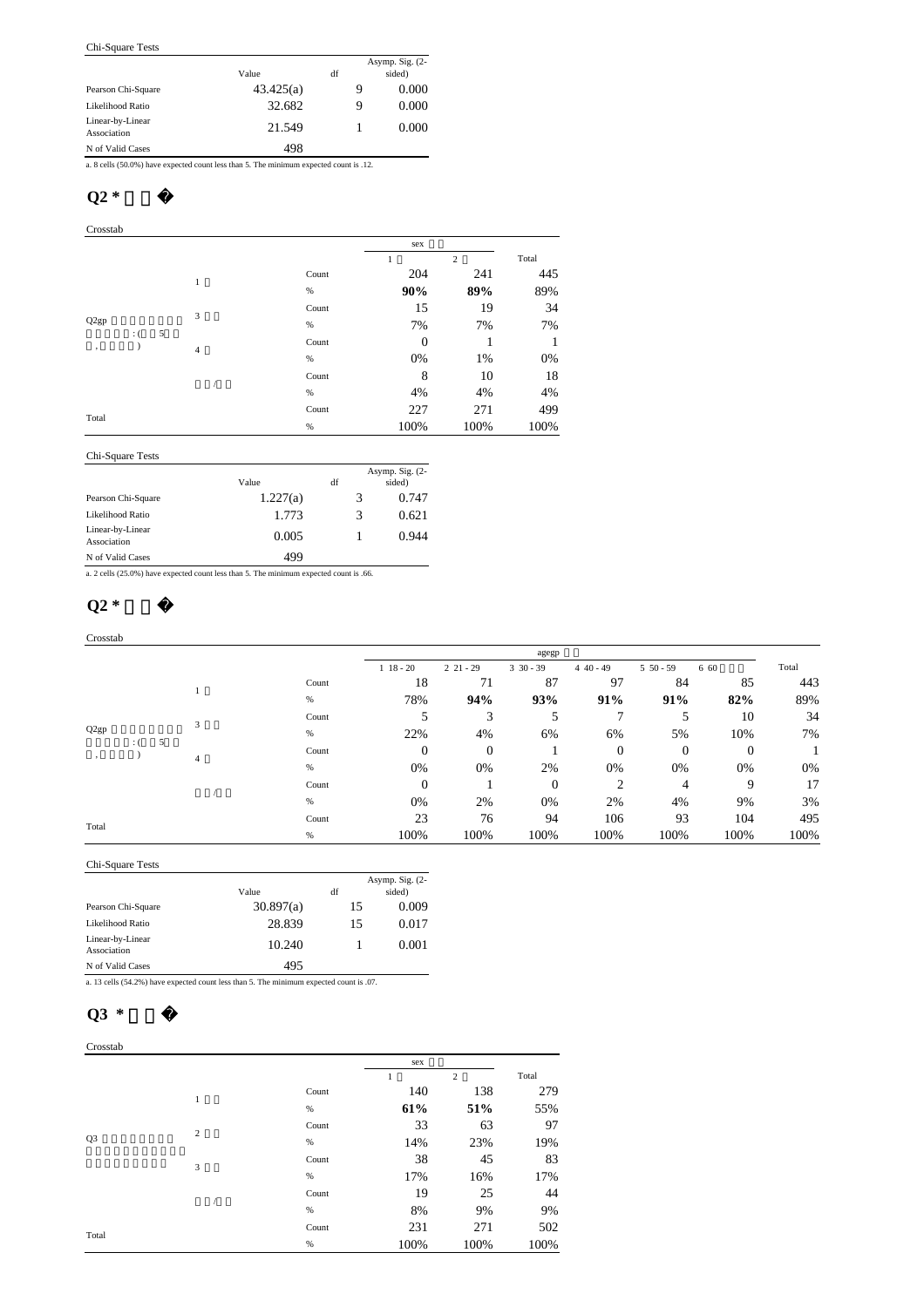Chi-Square Tests

| | Value | df | Asymp. Sig. (2-sided) |
|---|---|---|---|
| Pearson Chi-Square | 43.425(a) | 9 | 0.000 |
| Likelihood Ratio | 32.682 | 9 | 0.000 |
| Linear-by-Linear Association | 21.549 | 1 | 0.000 |
| N of Valid Cases | 498 | | |

a. 8 cells (50.0%) have expected count less than 5. The minimum expected count is .12.

## Q2 * �

Crosstab

| | | | sex | | |
|---|---|---|---|---|---|
| | | | 1 | 2 | Total |
| Q2gp :( 5 , ) | 1 | Count | 204 | 241 | 445 |
| | | % | **90%** | **89%** | 89% |
| | 3 | Count | 15 | 19 | 34 |
| | | % | 7% | 7% | 7% |
| | 4 | Count | 0 | 1 | 1 |
| | | % | 0% | 1% | 0% |
| | / | Count | 8 | 10 | 18 |
| | | % | 4% | 4% | 4% |
| Total | | Count | 227 | 271 | 499 |
| | | % | 100% | 100% | 100% |

Chi-Square Tests

| | Value | df | Asymp. Sig. (2-sided) |
|---|---|---|---|
| Pearson Chi-Square | 1.227(a) | 3 | 0.747 |
| Likelihood Ratio | 1.773 | 3 | 0.621 |
| Linear-by-Linear Association | 0.005 | 1 | 0.944 |
| N of Valid Cases | 499 | | |

a. 2 cells (25.0%) have expected count less than 5. The minimum expected count is .66.

## Q2 * �

Crosstab

| | | | agegp | | | | | | |
|---|---|---|---|---|---|---|---|---|---|
| | | | 1 18 - 20 | 2 21 - 29 | 3 30 - 39 | 4 40 - 49 | 5 50 - 59 | 6 60 | Total |
| Q2gp :( 5 , ) | 1 | Count | 18 | 71 | 87 | 97 | 84 | 85 | 443 |
| | | % | 78% | **94%** | **93%** | **91%** | **91%** | **82%** | 89% |
| | 3 | Count | 5 | 3 | 5 | 7 | 5 | 10 | 34 |
| | | % | 22% | 4% | 6% | 6% | 5% | 10% | 7% |
| | 4 | Count | 0 | 0 | 1 | 0 | 0 | 0 | 1 |
| | | % | 0% | 0% | 2% | 0% | 0% | 0% | 0% |
| | / | Count | 0 | 1 | 0 | 2 | 4 | 9 | 17 |
| | | % | 0% | 2% | 0% | 2% | 4% | 9% | 3% |
| Total | | Count | 23 | 76 | 94 | 106 | 93 | 104 | 495 |
| | | % | 100% | 100% | 100% | 100% | 100% | 100% | 100% |

Chi-Square Tests

| | Value | df | Asymp. Sig. (2-sided) |
|---|---|---|---|
| Pearson Chi-Square | 30.897(a) | 15 | 0.009 |
| Likelihood Ratio | 28.839 | 15 | 0.017 |
| Linear-by-Linear Association | 10.240 | 1 | 0.001 |
| N of Valid Cases | 495 | | |

a. 13 cells (54.2%) have expected count less than 5. The minimum expected count is .07.

## Q3 * �

Crosstab

| | | | sex | | |
|---|---|---|---|---|---|
| | | | 1 | 2 | Total |
| Q3 | 1 | Count | 140 | 138 | 279 |
| | | % | **61%** | **51%** | 55% |
| | 2 | Count | 33 | 63 | 97 |
| | | % | 14% | 23% | 19% |
| | 3 | Count | 38 | 45 | 83 |
| | | % | 17% | 16% | 17% |
| | / | Count | 19 | 25 | 44 |
| | | % | 8% | 9% | 9% |
| Total | | Count | 231 | 271 | 502 |
| | | % | 100% | 100% | 100% |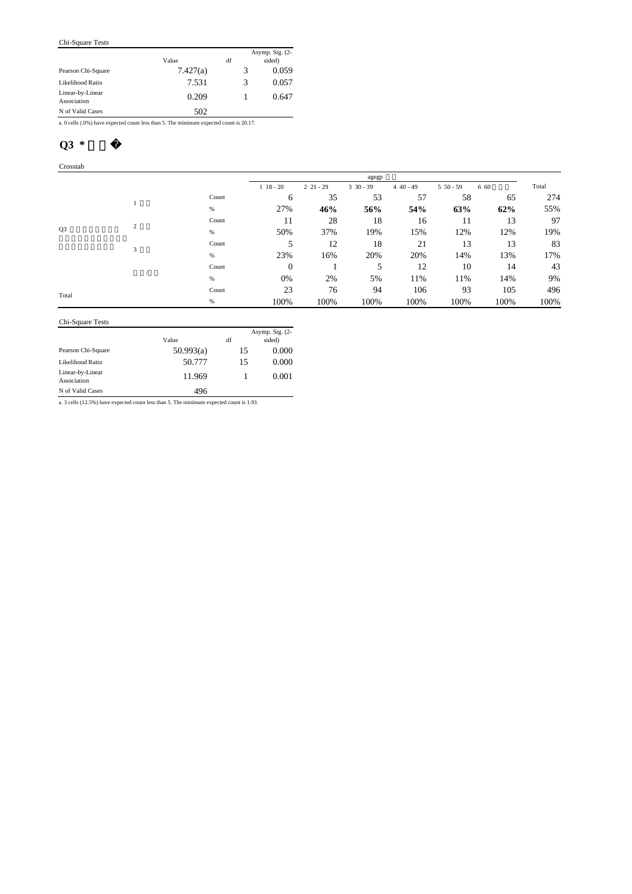Chi-Square Tests

| | Value | df | Asymp. Sig. (2-sided) |
|---|---|---|---|
| Pearson Chi-Square | 7.427(a) | 3 | 0.059 |
| Likelihood Ratio | 7.531 | 3 | 0.057 |
| Linear-by-Linear Association | 0.209 | 1 | 0.647 |
| N of Valid Cases | 502 | | |

a. 0 cells (.0%) have expected count less than 5. The minimum expected count is 20.17.

## Q3 *

Crosstab

| | | | agegp | | | | | | |
|---|---|---|---|---|---|---|---|---|---|
| | | | 1 18 - 20 | 2 21 - 29 | 3 30 - 39 | 4 40 - 49 | 5 50 - 59 | 6 60 | Total |
| Q3 | 1 | Count | 6 | 35 | 53 | 57 | 58 | 65 | 274 |
| | | % | 27% | **46%** | **56%** | **54%** | **63%** | **62%** | 55% |
| | 2 | Count | 11 | 28 | 18 | 16 | 11 | 13 | 97 |
| | | % | 50% | 37% | 19% | 15% | 12% | 12% | 19% |
| | 3 | Count | 5 | 12 | 18 | 21 | 13 | 13 | 83 |
| | | % | 23% | 16% | 20% | 20% | 14% | 13% | 17% |
| | / | Count | 0 | 1 | 5 | 12 | 10 | 14 | 43 |
| | | % | 0% | 2% | 5% | 11% | 11% | 14% | 9% |
| Total | | Count | 23 | 76 | 94 | 106 | 93 | 105 | 496 |
| | | % | 100% | 100% | 100% | 100% | 100% | 100% | 100% |

Chi-Square Tests

| | Value | df | Asymp. Sig. (2-sided) |
|---|---|---|---|
| Pearson Chi-Square | 50.993(a) | 15 | 0.000 |
| Likelihood Ratio | 50.777 | 15 | 0.000 |
| Linear-by-Linear Association | 11.969 | 1 | 0.001 |
| N of Valid Cases | 496 | | |

a. 3 cells (12.5%) have expected count less than 5. The minimum expected count is 1.93.